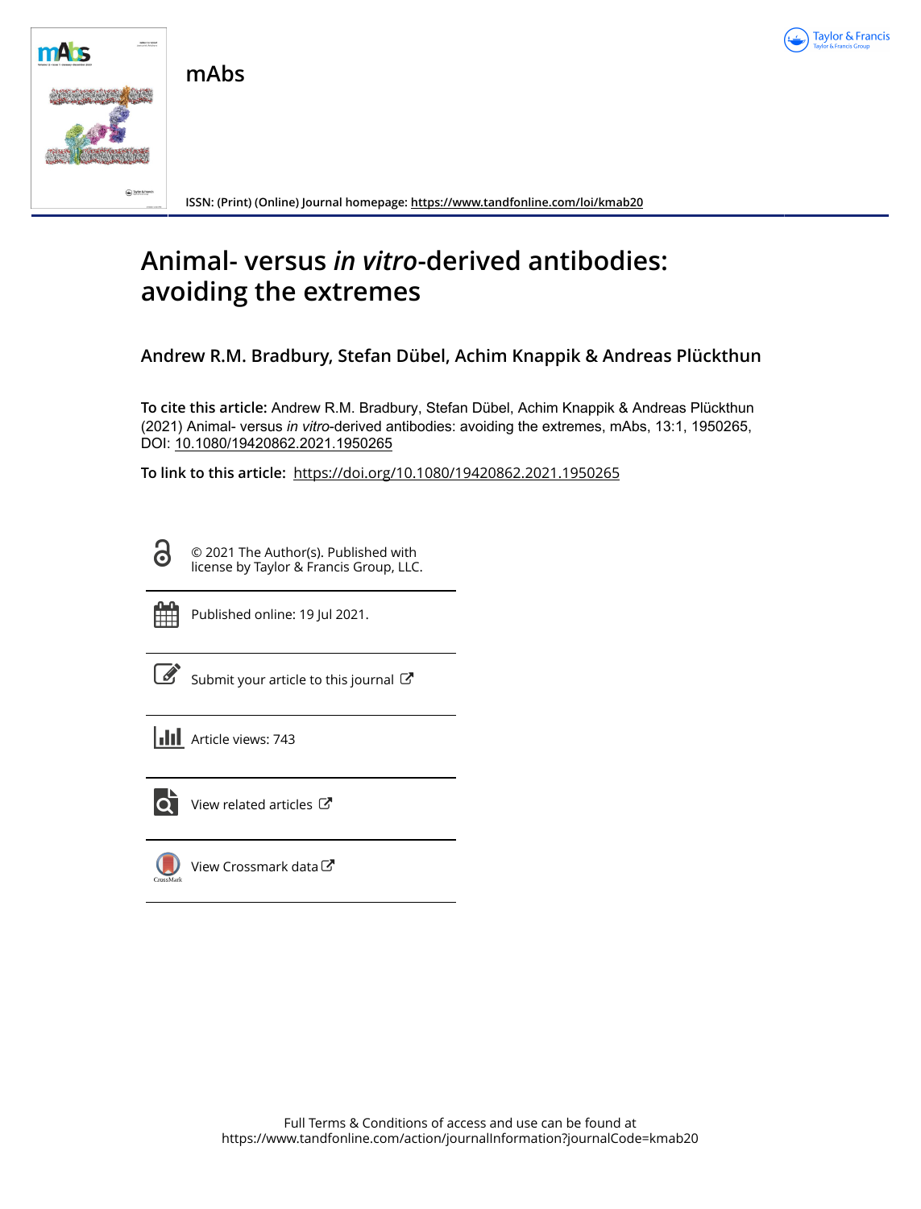mAbs

ISSN: (Print) (Online) Journal homepage: https://www.tandfonline.com/loi/kmab20

# Animal- versus *in vitro*-derived antibodies: avoiding the extremes

**Andrew R.M. Bradbury, Stefan Dübel, Achim Knappik & Andreas Plückthun**

**To cite this article:** Andrew R.M. Bradbury, Stefan Dübel, Achim Knappik & Andreas Plückthun (2021) Animal- versus *in vitro*-derived antibodies: avoiding the extremes, mAbs, 13:1, 1950265, DOI: 10.1080/19420862.2021.1950265

**To link to this article:** https://doi.org/10.1080/19420862.2021.1950265

© 2021 The Author(s). Published with license by Taylor & Francis Group, LLC.

Published online: 19 Jul 2021.

Submit your article to this journal

Article views: 743

View related articles

View Crossmark data

Full Terms & Conditions of access and use can be found at https://www.tandfonline.com/action/journalInformation?journalCode=kmab20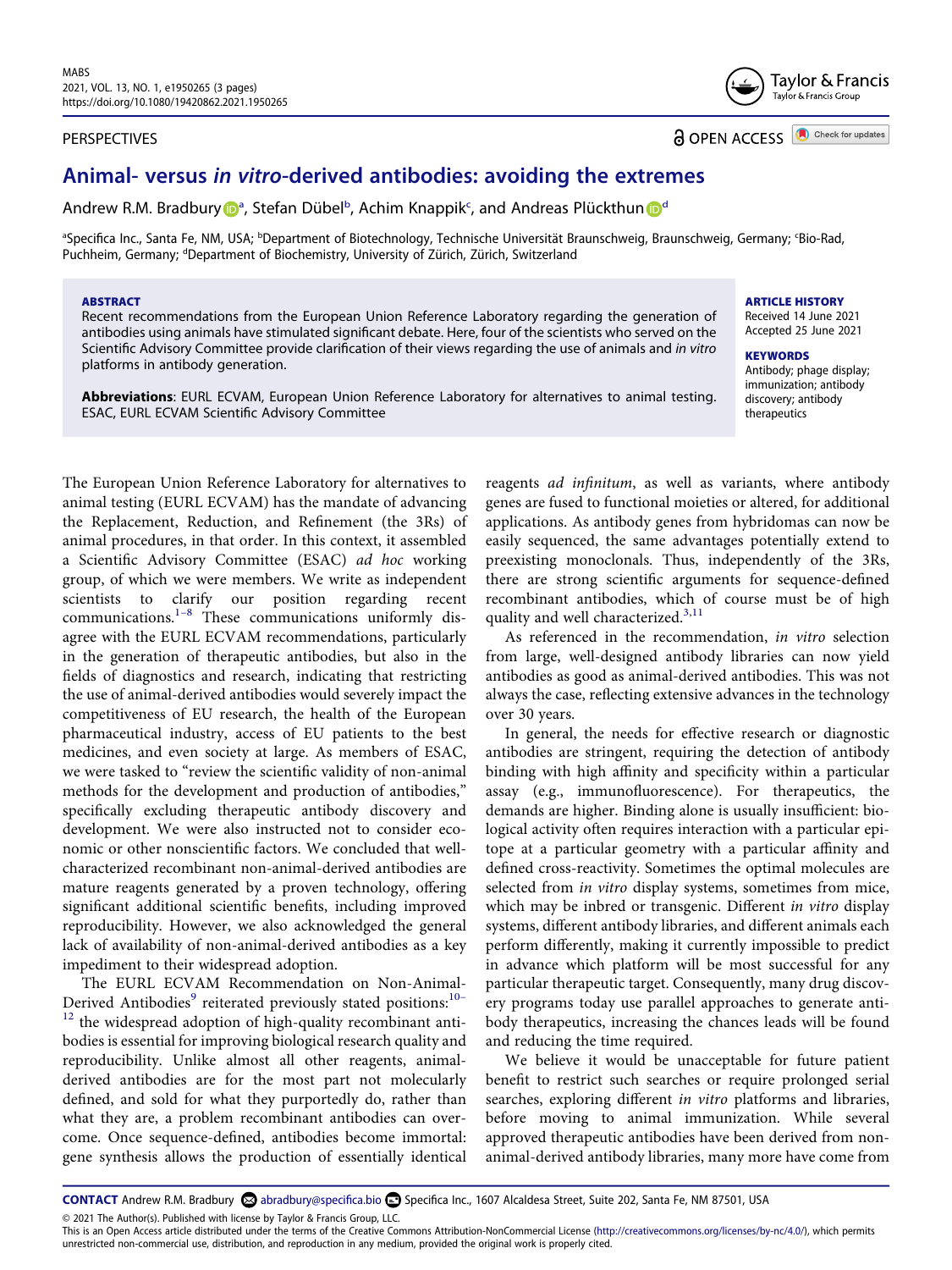PERSPECTIVES

OPEN ACCESS

# Animal- versus *in vitro*-derived antibodies: avoiding the extremes

Andrew R.M. Bradbury[a], Stefan Dübel[b], Achim Knappik[c], and Andreas Plückthun[d]

[a]Specifica Inc., Santa Fe, NM, USA; [b]Department of Biotechnology, Technische Universität Braunschweig, Braunschweig, Germany; [c]Bio-Rad, Puchheim, Germany; [d]Department of Biochemistry, University of Zürich, Zürich, Switzerland

## ABSTRACT

Recent recommendations from the European Union Reference Laboratory regarding the generation of antibodies using animals have stimulated significant debate. Here, four of the scientists who served on the Scientific Advisory Committee provide clarification of their views regarding the use of animals and *in vitro* platforms in antibody generation.

**Abbreviations**: EURL ECVAM, European Union Reference Laboratory for alternatives to animal testing. ESAC, EURL ECVAM Scientific Advisory Committee

**ARTICLE HISTORY**
Received 14 June 2021
Accepted 25 June 2021

**KEYWORDS**
Antibody; phage display; immunization; antibody discovery; antibody therapeutics

The European Union Reference Laboratory for alternatives to animal testing (EURL ECVAM) has the mandate of advancing the Replacement, Reduction, and Refinement (the 3Rs) of animal procedures, in that order. In this context, it assembled a Scientific Advisory Committee (ESAC) *ad hoc* working group, of which we were members. We write as independent scientists to clarify our position regarding recent communications.[1–8] These communications uniformly disagree with the EURL ECVAM recommendations, particularly in the generation of therapeutic antibodies, but also in the fields of diagnostics and research, indicating that restricting the use of animal-derived antibodies would severely impact the competitiveness of EU research, the health of the European pharmaceutical industry, access of EU patients to the best medicines, and even society at large. As members of ESAC, we were tasked to "review the scientific validity of non-animal methods for the development and production of antibodies," specifically excluding therapeutic antibody discovery and development. We were also instructed not to consider economic or other nonscientific factors. We concluded that well-characterized recombinant non-animal-derived antibodies are mature reagents generated by a proven technology, offering significant additional scientific benefits, including improved reproducibility. However, we also acknowledged the general lack of availability of non-animal-derived antibodies as a key impediment to their widespread adoption.

The EURL ECVAM Recommendation on Non-Animal-Derived Antibodies[9] reiterated previously stated positions:[10–12] the widespread adoption of high-quality recombinant antibodies is essential for improving biological research quality and reproducibility. Unlike almost all other reagents, animal-derived antibodies are for the most part not molecularly defined, and sold for what they purportedly do, rather than what they are, a problem recombinant antibodies can overcome. Once sequence-defined, antibodies become immortal: gene synthesis allows the production of essentially identical reagents *ad infinitum*, as well as variants, where antibody genes are fused to functional moieties or altered, for additional applications. As antibody genes from hybridomas can now be easily sequenced, the same advantages potentially extend to preexisting monoclonals. Thus, independently of the 3Rs, there are strong scientific arguments for sequence-defined recombinant antibodies, which of course must be of high quality and well characterized.[3,11]

As referenced in the recommendation, *in vitro* selection from large, well-designed antibody libraries can now yield antibodies as good as animal-derived antibodies. This was not always the case, reflecting extensive advances in the technology over 30 years.

In general, the needs for effective research or diagnostic antibodies are stringent, requiring the detection of antibody binding with high affinity and specificity within a particular assay (e.g., immunofluorescence). For therapeutics, the demands are higher. Binding alone is usually insufficient: biological activity often requires interaction with a particular epitope at a particular geometry with a particular affinity and defined cross-reactivity. Sometimes the optimal molecules are selected from *in vitro* display systems, sometimes from mice, which may be inbred or transgenic. Different *in vitro* display systems, different antibody libraries, and different animals each perform differently, making it currently impossible to predict in advance which platform will be most successful for any particular therapeutic target. Consequently, many drug discovery programs today use parallel approaches to generate antibody therapeutics, increasing the chances leads will be found and reducing the time required.

We believe it would be unacceptable for future patient benefit to restrict such searches or require prolonged serial searches, exploring different *in vitro* platforms and libraries, before moving to animal immunization. While several approved therapeutic antibodies have been derived from non-animal-derived antibody libraries, many more have come from

**CONTACT** Andrew R.M. Bradbury abradbury@specifica.bio Specifica Inc., 1607 Alcaldesa Street, Suite 202, Santa Fe, NM 87501, USA

© 2021 The Author(s). Published with license by Taylor & Francis Group, LLC.
This is an Open Access article distributed under the terms of the Creative Commons Attribution-NonCommercial License (http://creativecommons.org/licenses/by-nc/4.0/), which permits unrestricted non-commercial use, distribution, and reproduction in any medium, provided the original work is properly cited.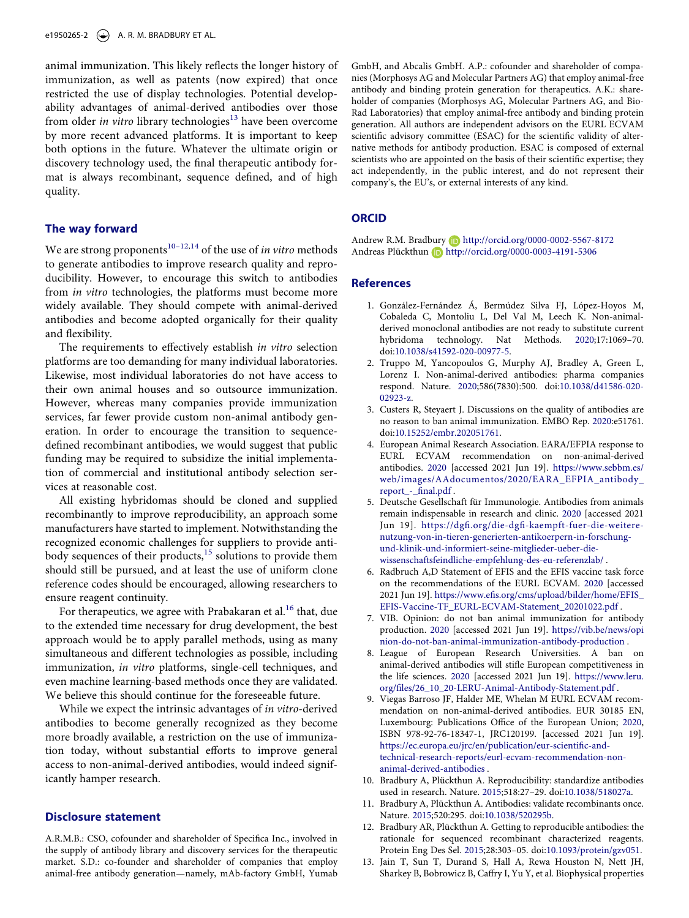animal immunization. This likely reflects the longer history of immunization, as well as patents (now expired) that once restricted the use of display technologies. Potential developability advantages of animal-derived antibodies over those from older *in vitro* library technologies[13] have been overcome by more recent advanced platforms. It is important to keep both options in the future. Whatever the ultimate origin or discovery technology used, the final therapeutic antibody format is always recombinant, sequence defined, and of high quality.

## The way forward

We are strong proponents[10–12,14] of the use of *in vitro* methods to generate antibodies to improve research quality and reproducibility. However, to encourage this switch to antibodies from *in vitro* technologies, the platforms must become more widely available. They should compete with animal-derived antibodies and become adopted organically for their quality and flexibility.

The requirements to effectively establish *in vitro* selection platforms are too demanding for many individual laboratories. Likewise, most individual laboratories do not have access to their own animal houses and so outsource immunization. However, whereas many companies provide immunization services, far fewer provide custom non-animal antibody generation. In order to encourage the transition to sequence-defined recombinant antibodies, we would suggest that public funding may be required to subsidize the initial implementation of commercial and institutional antibody selection services at reasonable cost.

All existing hybridomas should be cloned and supplied recombinantly to improve reproducibility, an approach some manufacturers have started to implement. Notwithstanding the recognized economic challenges for suppliers to provide antibody sequences of their products,[15] solutions to provide them should still be pursued, and at least the use of uniform clone reference codes should be encouraged, allowing researchers to ensure reagent continuity.

For therapeutics, we agree with Prabakaran et al.[16] that, due to the extended time necessary for drug development, the best approach would be to apply parallel methods, using as many simultaneous and different technologies as possible, including immunization, *in vitro* platforms, single-cell techniques, and even machine learning-based methods once they are validated. We believe this should continue for the foreseeable future.

While we expect the intrinsic advantages of *in vitro*-derived antibodies to become generally recognized as they become more broadly available, a restriction on the use of immunization today, without substantial efforts to improve general access to non-animal-derived antibodies, would indeed significantly hamper research.

## Disclosure statement

A.R.M.B.: CSO, cofounder and shareholder of Specifica Inc., involved in the supply of antibody library and discovery services for the therapeutic market. S.D.: co-founder and shareholder of companies that employ animal-free antibody generation—namely, mAb-factory GmbH, Yumab GmbH, and Abcalis GmbH. A.P.: cofounder and shareholder of companies (Morphosys AG and Molecular Partners AG) that employ animal-free antibody and binding protein generation for therapeutics. A.K.: shareholder of companies (Morphosys AG, Molecular Partners AG, and Bio-Rad Laboratories) that employ animal-free antibody and binding protein generation. All authors are independent advisors on the EURL ECVAM scientific advisory committee (ESAC) for the scientific validity of alternative methods for antibody production. ESAC is composed of external scientists who are appointed on the basis of their scientific expertise; they act independently, in the public interest, and do not represent their company's, the EU's, or external interests of any kind.

## ORCID

Andrew R.M. Bradbury http://orcid.org/0000-0002-5567-8172
Andreas Plückthun http://orcid.org/0000-0003-4191-5306

## References

1. González-Fernández Á, Bermúdez Silva FJ, López-Hoyos M, Cobaleda C, Montoliu L, Del Val M, Leech K. Non-animal-derived monoclonal antibodies are not ready to substitute current hybridoma technology. Nat Methods. 2020;17:1069–70. doi:10.1038/s41592-020-00977-5.
2. Truppo M, Yancopoulos G, Murphy AJ, Bradley A, Green L, Lorenz I. Non-animal-derived antibodies: pharma companies respond. Nature. 2020;586(7830):500. doi:10.1038/d41586-020-02923-z.
3. Custers R, Steyaert J. Discussions on the quality of antibodies are no reason to ban animal immunization. EMBO Rep. 2020:e51761. doi:10.15252/embr.202051761.
4. European Animal Research Association. EARA/EFPIA response to EURL ECVAM recommendation on non-animal-derived antibodies. 2020 [accessed 2021 Jun 19]. https://www.sebbm.es/web/images/AAdocumentos/2020/EARA_EFPIA_antibody_report_-_final.pdf .
5. Deutsche Gesellschaft für Immunologie. Antibodies from animals remain indispensable in research and clinic. 2020 [accessed 2021 Jun 19]. https://dgfi.org/die-dgfi-kaempft-fuer-die-weitere-nutzung-von-in-tieren-generierten-antikoerpern-in-forschung-und-klinik-und-informiert-seine-mitglieder-ueber-die-wissenschaftsfeindliche-empfehlung-des-eu-referenzlab/ .
6. Radbruch A,D Statement of EFIS and the EFIS vaccine task force on the recommendations of the EURL ECVAM. 2020 [accessed 2021 Jun 19]. https://www.efis.org/cms/upload/bilder/home/EFIS_EFIS-Vaccine-TF_EURL-ECVAM-Statement_20201022.pdf .
7. VIB. Opinion: do not ban animal immunization for antibody production. 2020 [accessed 2021 Jun 19]. https://vib.be/news/opinion-do-not-ban-animal-immunization-antibody-production .
8. League of European Research Universities. A ban on animal-derived antibodies will stifle European competitiveness in the life sciences. 2020 [accessed 2021 Jun 19]. https://www.leru.org/files/26_10_20-LERU-Animal-Antibody-Statement.pdf .
9. Viegas Barroso JF, Halder ME, Whelan M EURL ECVAM recommendation on non-animal-derived antibodies. EUR 30185 EN, Luxembourg: Publications Office of the European Union; 2020, ISBN 978-92-76-18347-1, JRC120199. [accessed 2021 Jun 19]. https://ec.europa.eu/jrc/en/publication/eur-scientific-and-technical-research-reports/eurl-ecvam-recommendation-non-animal-derived-antibodies .
10. Bradbury A, Plückthun A. Reproducibility: standardize antibodies used in research. Nature. 2015;518:27–29. doi:10.1038/518027a.
11. Bradbury A, Plückthun A. Antibodies: validate recombinants once. Nature. 2015;520:295. doi:10.1038/520295b.
12. Bradbury AR, Plückthun A. Getting to reproducible antibodies: the rationale for sequenced recombinant characterized reagents. Protein Eng Des Sel. 2015;28:303–05. doi:10.1093/protein/gzv051.
13. Jain T, Sun T, Durand S, Hall A, Rewa Houston N, Nett JH, Sharkey B, Bobrowicz B, Caffry I, Yu Y, et al. Biophysical properties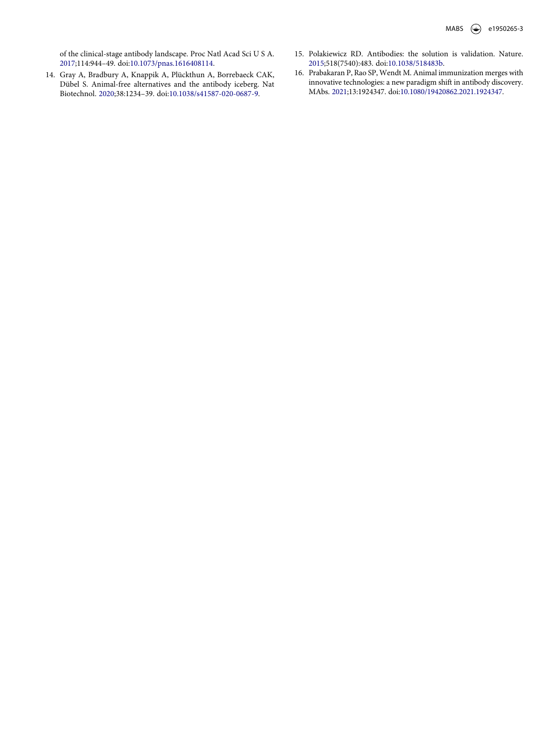of the clinical-stage antibody landscape. Proc Natl Acad Sci U S A. 2017;114:944–49. doi:10.1073/pnas.1616408114.

14. Gray A, Bradbury A, Knappik A, Plückthun A, Borrebaeck CAK, Dübel S. Animal-free alternatives and the antibody iceberg. Nat Biotechnol. 2020;38:1234–39. doi:10.1038/s41587-020-0687-9.
15. Polakiewicz RD. Antibodies: the solution is validation. Nature. 2015;518(7540):483. doi:10.1038/518483b.
16. Prabakaran P, Rao SP, Wendt M. Animal immunization merges with innovative technologies: a new paradigm shift in antibody discovery. MAbs. 2021;13:1924347. doi:10.1080/19420862.2021.1924347.